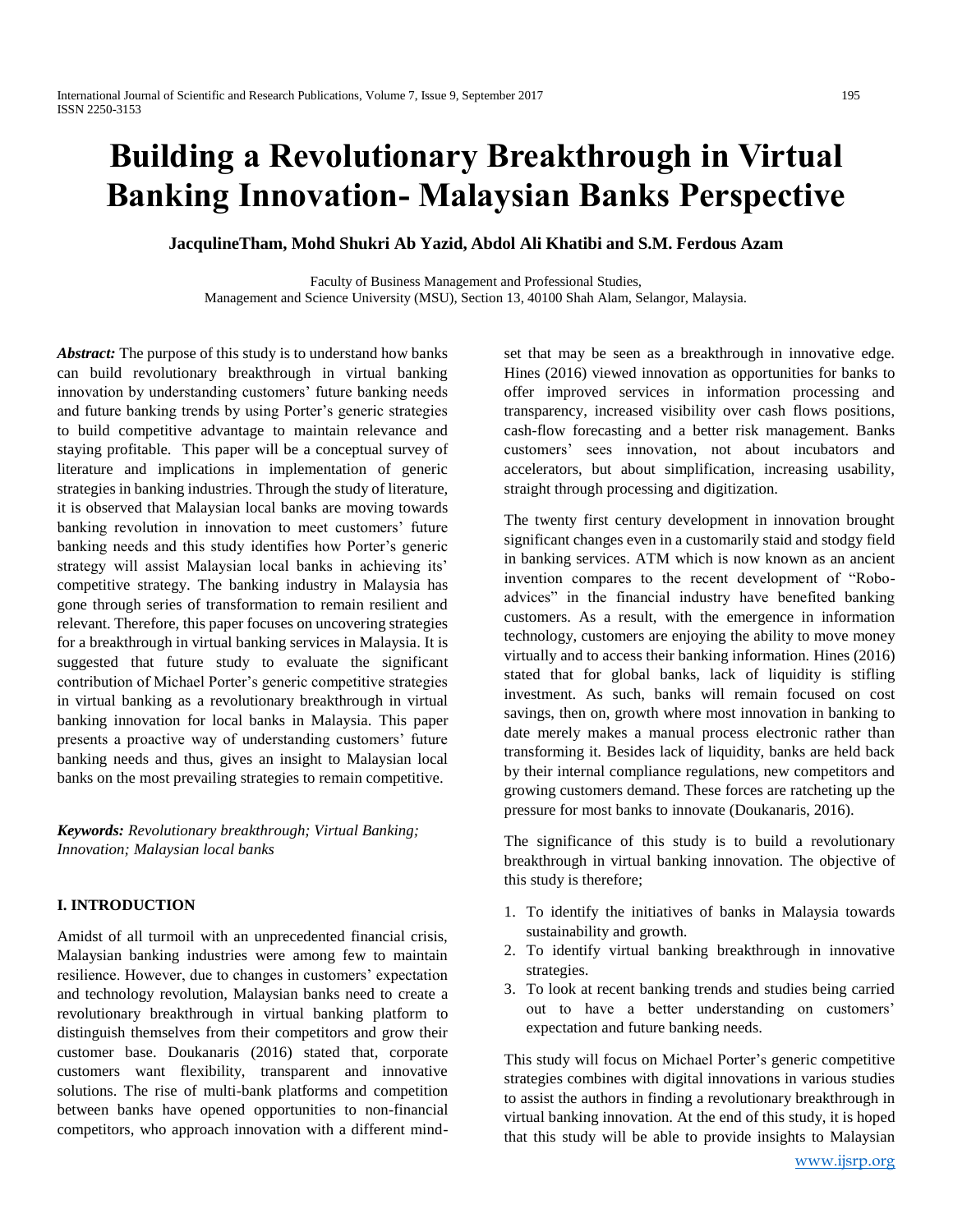# Building a Revolutionary Breakthrough in Virtual Banking Innovation- Malaysian Banks Perspective

**JacqulineTham, Mohd Shukri Ab Yazid, Abdol Ali Khatibi and S.M. Ferdous Azam**

Faculty of Business Management and Professional Studies,
Management and Science University (MSU), Section 13, 40100 Shah Alam, Selangor, Malaysia.

***Abstract:*** The purpose of this study is to understand how banks can build revolutionary breakthrough in virtual banking innovation by understanding customers' future banking needs and future banking trends by using Porter's generic strategies to build competitive advantage to maintain relevance and staying profitable. This paper will be a conceptual survey of literature and implications in implementation of generic strategies in banking industries. Through the study of literature, it is observed that Malaysian local banks are moving towards banking revolution in innovation to meet customers' future banking needs and this study identifies how Porter's generic strategy will assist Malaysian local banks in achieving its' competitive strategy. The banking industry in Malaysia has gone through series of transformation to remain resilient and relevant. Therefore, this paper focuses on uncovering strategies for a breakthrough in virtual banking services in Malaysia. It is suggested that future study to evaluate the significant contribution of Michael Porter's generic competitive strategies in virtual banking as a revolutionary breakthrough in virtual banking innovation for local banks in Malaysia. This paper presents a proactive way of understanding customers' future banking needs and thus, gives an insight to Malaysian local banks on the most prevailing strategies to remain competitive.

***Keywords:*** *Revolutionary breakthrough; Virtual Banking; Innovation; Malaysian local banks*

## I. INTRODUCTION

Amidst of all turmoil with an unprecedented financial crisis, Malaysian banking industries were among few to maintain resilience. However, due to changes in customers' expectation and technology revolution, Malaysian banks need to create a revolutionary breakthrough in virtual banking platform to distinguish themselves from their competitors and grow their customer base. Doukanaris (2016) stated that, corporate customers want flexibility, transparent and innovative solutions. The rise of multi-bank platforms and competition between banks have opened opportunities to non-financial competitors, who approach innovation with a different mind-set that may be seen as a breakthrough in innovative edge. Hines (2016) viewed innovation as opportunities for banks to offer improved services in information processing and transparency, increased visibility over cash flows positions, cash-flow forecasting and a better risk management. Banks customers' sees innovation, not about incubators and accelerators, but about simplification, increasing usability, straight through processing and digitization.

The twenty first century development in innovation brought significant changes even in a customarily staid and stodgy field in banking services. ATM which is now known as an ancient invention compares to the recent development of "Robo-advices" in the financial industry have benefited banking customers. As a result, with the emergence in information technology, customers are enjoying the ability to move money virtually and to access their banking information. Hines (2016) stated that for global banks, lack of liquidity is stifling investment. As such, banks will remain focused on cost savings, then on, growth where most innovation in banking to date merely makes a manual process electronic rather than transforming it. Besides lack of liquidity, banks are held back by their internal compliance regulations, new competitors and growing customers demand. These forces are ratcheting up the pressure for most banks to innovate (Doukanaris, 2016).

The significance of this study is to build a revolutionary breakthrough in virtual banking innovation. The objective of this study is therefore;

1. To identify the initiatives of banks in Malaysia towards sustainability and growth.
2. To identify virtual banking breakthrough in innovative strategies.
3. To look at recent banking trends and studies being carried out to have a better understanding on customers' expectation and future banking needs.

This study will focus on Michael Porter's generic competitive strategies combines with digital innovations in various studies to assist the authors in finding a revolutionary breakthrough in virtual banking innovation. At the end of this study, it is hoped that this study will be able to provide insights to Malaysian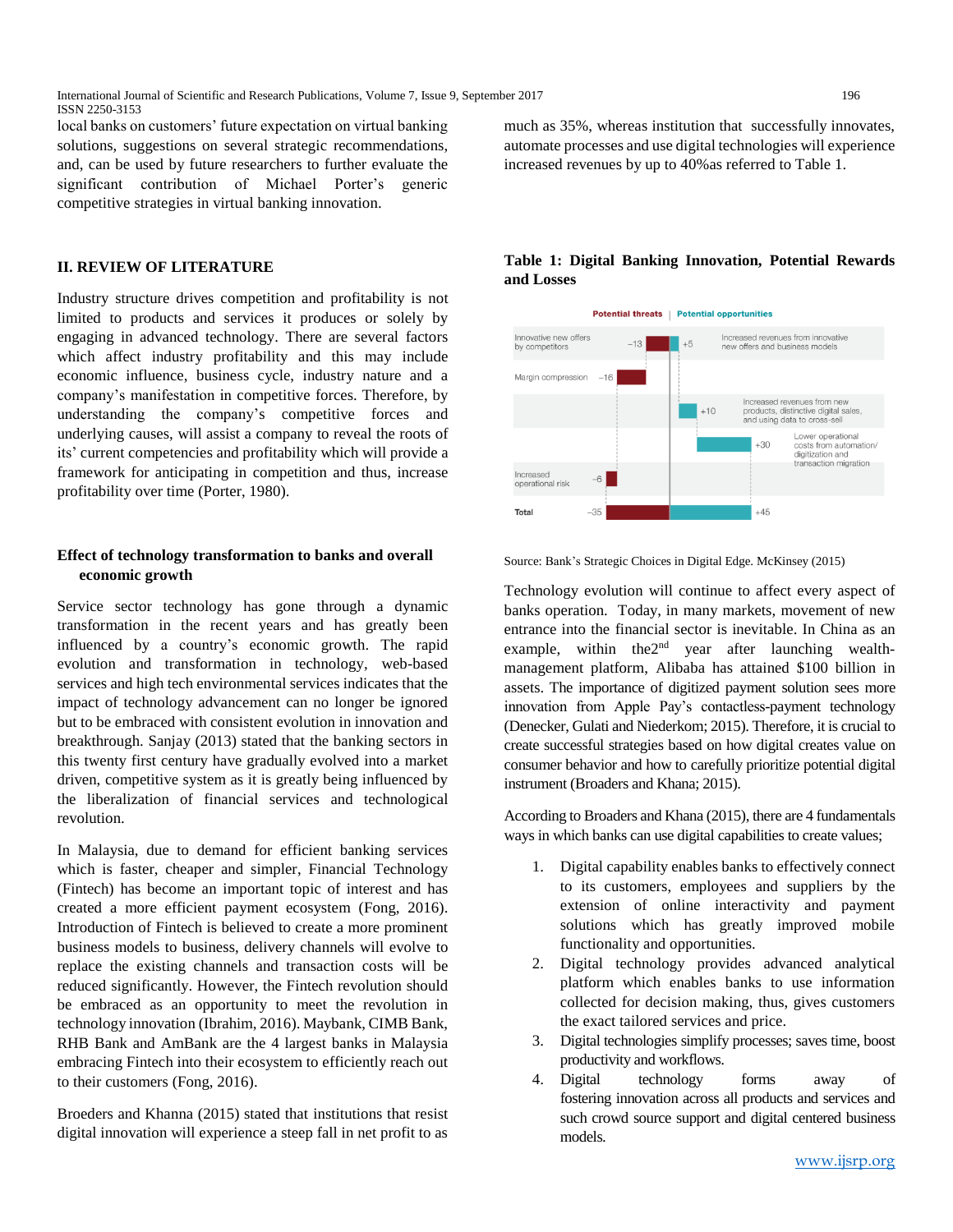local banks on customers' future expectation on virtual banking solutions, suggestions on several strategic recommendations, and, can be used by future researchers to further evaluate the significant contribution of Michael Porter's generic competitive strategies in virtual banking innovation.

## II. REVIEW OF LITERATURE

Industry structure drives competition and profitability is not limited to products and services it produces or solely by engaging in advanced technology. There are several factors which affect industry profitability and this may include economic influence, business cycle, industry nature and a company's manifestation in competitive forces. Therefore, by understanding the company's competitive forces and underlying causes, will assist a company to reveal the roots of its' current competencies and profitability which will provide a framework for anticipating in competition and thus, increase profitability over time (Porter, 1980).

### Effect of technology transformation to banks and overall economic growth

Service sector technology has gone through a dynamic transformation in the recent years and has greatly been influenced by a country's economic growth. The rapid evolution and transformation in technology, web-based services and high tech environmental services indicates that the impact of technology advancement can no longer be ignored but to be embraced with consistent evolution in innovation and breakthrough. Sanjay (2013) stated that the banking sectors in this twenty first century have gradually evolved into a market driven, competitive system as it is greatly being influenced by the liberalization of financial services and technological revolution.

In Malaysia, due to demand for efficient banking services which is faster, cheaper and simpler, Financial Technology (Fintech) has become an important topic of interest and has created a more efficient payment ecosystem (Fong, 2016). Introduction of Fintech is believed to create a more prominent business models to business, delivery channels will evolve to replace the existing channels and transaction costs will be reduced significantly. However, the Fintech revolution should be embraced as an opportunity to meet the revolution in technology innovation (Ibrahim, 2016). Maybank, CIMB Bank, RHB Bank and AmBank are the 4 largest banks in Malaysia embracing Fintech into their ecosystem to efficiently reach out to their customers (Fong, 2016).

Broeders and Khanna (2015) stated that institutions that resist digital innovation will experience a steep fall in net profit to as much as 35%, whereas institution that successfully innovates, automate processes and use digital technologies will experience increased revenues by up to 40%as referred to Table 1.

**Table 1: Digital Banking Innovation, Potential Rewards and Losses**

| Item | Potential threats | Potential opportunities |
|---|---|---|
| Innovative new offers by competitors / Increased revenues from innovative new offers and business models | −13 | +5 |
| Margin compression | −16 | |
| Increased revenues from new products, distinctive digital sales, and using data to cross-sell | | +10 |
| Lower operational costs from automation/ digitization and transaction migration | | +30 |
| Increased operational risk | −6 | |
| Total | −35 | +45 |

Source: Bank's Strategic Choices in Digital Edge. McKinsey (2015)

Technology evolution will continue to affect every aspect of banks operation. Today, in many markets, movement of new entrance into the financial sector is inevitable. In China as an example, within the2nd year after launching wealth-management platform, Alibaba has attained $100 billion in assets. The importance of digitized payment solution sees more innovation from Apple Pay's contactless-payment technology (Denecker, Gulati and Niederkom; 2015). Therefore, it is crucial to create successful strategies based on how digital creates value on consumer behavior and how to carefully prioritize potential digital instrument (Broaders and Khana; 2015).

According to Broaders and Khana (2015), there are 4 fundamentals ways in which banks can use digital capabilities to create values;

1. Digital capability enables banks to effectively connect to its customers, employees and suppliers by the extension of online interactivity and payment solutions which has greatly improved mobile functionality and opportunities.
2. Digital technology provides advanced analytical platform which enables banks to use information collected for decision making, thus, gives customers the exact tailored services and price.
3. Digital technologies simplify processes; saves time, boost productivity and workflows.
4. Digital technology forms away of fostering innovation across all products and services and such crowd source support and digital centered business models.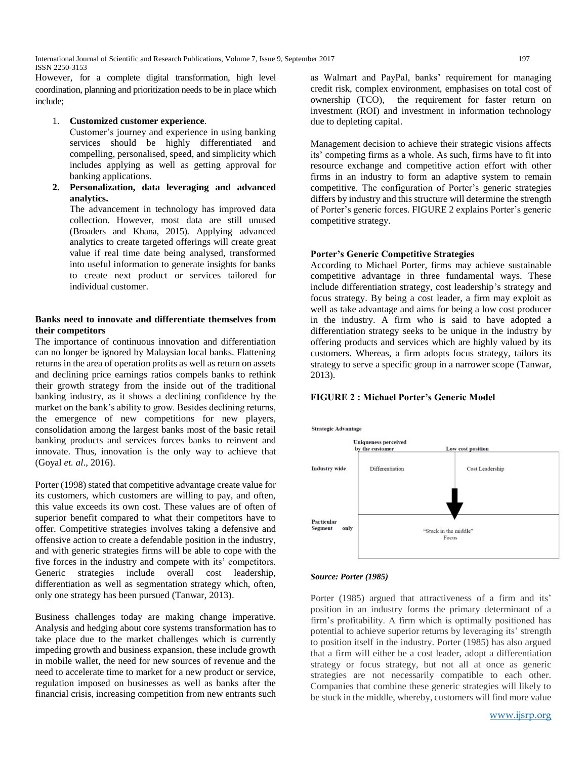However, for a complete digital transformation, high level coordination, planning and prioritization needs to be in place which include;

1. **Customized customer experience**.
   Customer's journey and experience in using banking services should be highly differentiated and compelling, personalised, speed, and simplicity which includes applying as well as getting approval for banking applications.
2. **Personalization, data leveraging and advanced analytics.**
   The advancement in technology has improved data collection. However, most data are still unused (Broaders and Khana, 2015). Applying advanced analytics to create targeted offerings will create great value if real time date being analysed, transformed into useful information to generate insights for banks to create next product or services tailored for individual customer.

**Banks need to innovate and differentiate themselves from their competitors**

The importance of continuous innovation and differentiation can no longer be ignored by Malaysian local banks. Flattening returns in the area of operation profits as well as return on assets and declining price earnings ratios compels banks to rethink their growth strategy from the inside out of the traditional banking industry, as it shows a declining confidence by the market on the bank's ability to grow. Besides declining returns, the emergence of new competitions for new players, consolidation among the largest banks most of the basic retail banking products and services forces banks to reinvent and innovate. Thus, innovation is the only way to achieve that (Goyal *et. al*., 2016).

Porter (1998) stated that competitive advantage create value for its customers, which customers are willing to pay, and often, this value exceeds its own cost. These values are of often of superior benefit compared to what their competitors have to offer. Competitive strategies involves taking a defensive and offensive action to create a defendable position in the industry, and with generic strategies firms will be able to cope with the five forces in the industry and compete with its' competitors. Generic strategies include overall cost leadership, differentiation as well as segmentation strategy which, often, only one strategy has been pursued (Tanwar, 2013).

Business challenges today are making change imperative. Analysis and hedging about core systems transformation has to take place due to the market challenges which is currently impeding growth and business expansion, these include growth in mobile wallet, the need for new sources of revenue and the need to accelerate time to market for a new product or service, regulation imposed on businesses as well as banks after the financial crisis, increasing competition from new entrants such as Walmart and PayPal, banks' requirement for managing credit risk, complex environment, emphasises on total cost of ownership (TCO), the requirement for faster return on investment (ROI) and investment in information technology due to depleting capital.

Management decision to achieve their strategic visions affects its' competing firms as a whole. As such, firms have to fit into resource exchange and competitive action effort with other firms in an industry to form an adaptive system to remain competitive. The configuration of Porter's generic strategies differs by industry and this structure will determine the strength of Porter's generic forces. FIGURE 2 explains Porter's generic competitive strategy.

**Porter's Generic Competitive Strategies**

According to Michael Porter, firms may achieve sustainable competitive advantage in three fundamental ways. These include differentiation strategy, cost leadership's strategy and focus strategy. By being a cost leader, a firm may exploit as well as take advantage and aims for being a low cost producer in the industry. A firm who is said to have adopted a differentiation strategy seeks to be unique in the industry by offering products and services which are highly valued by its customers. Whereas, a firm adopts focus strategy, tailors its strategy to serve a specific group in a narrower scope (Tanwar, 2013).

**FIGURE 2 : Michael Porter's Generic Model**

| Strategic Advantage | Uniqueness perceived by the customer | Low cost position |
|---|---|---|
| Industry wide | Differentiation | Cost Leadership |
| Particular Segment only | "Stuck in the middle" Focus | |

***Source: Porter (1985)***

Porter (1985) argued that attractiveness of a firm and its' position in an industry forms the primary determinant of a firm's profitability. A firm which is optimally positioned has potential to achieve superior returns by leveraging its' strength to position itself in the industry. Porter (1985) has also argued that a firm will either be a cost leader, adopt a differentiation strategy or focus strategy, but not all at once as generic strategies are not necessarily compatible to each other. Companies that combine these generic strategies will likely to be stuck in the middle, whereby, customers will find more value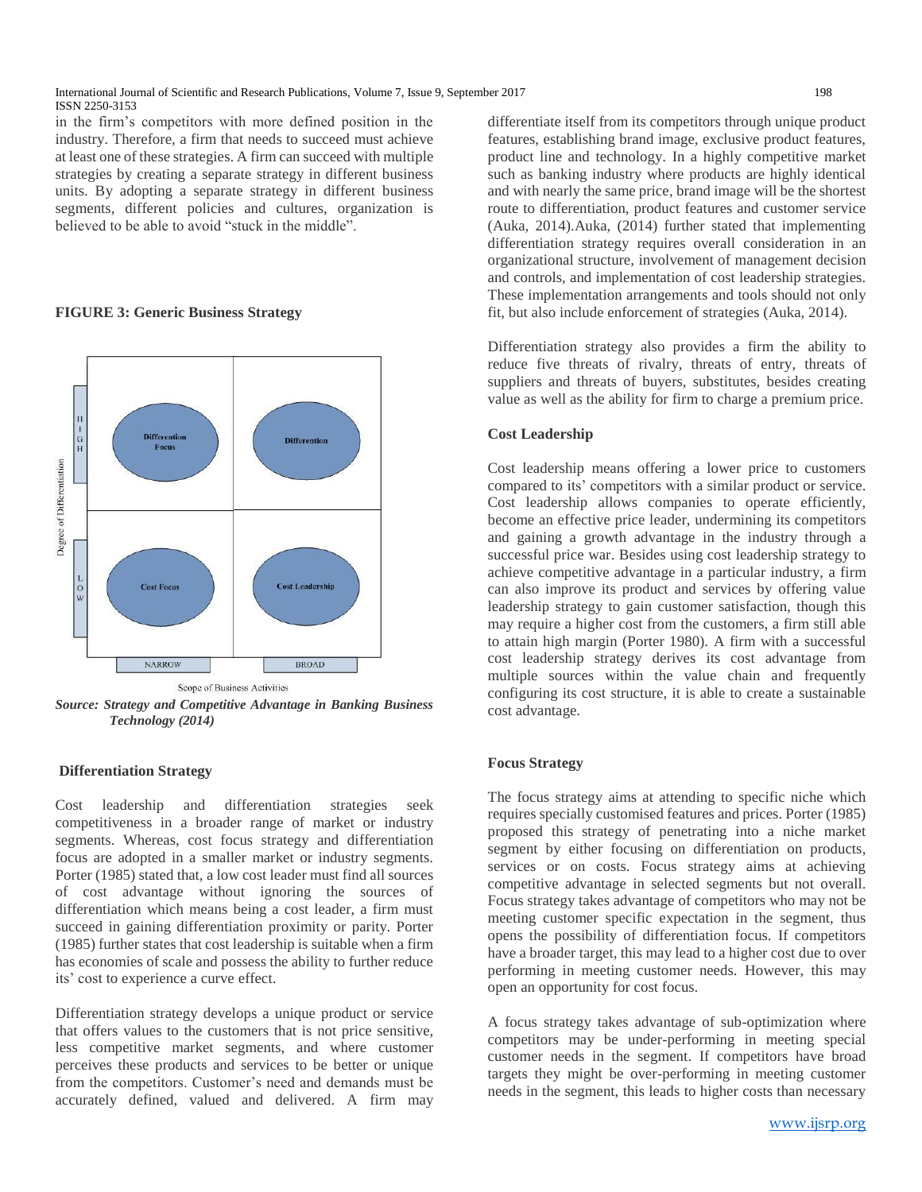in the firm's competitors with more defined position in the industry. Therefore, a firm that needs to succeed must achieve at least one of these strategies. A firm can succeed with multiple strategies by creating a separate strategy in different business units. By adopting a separate strategy in different business segments, different policies and cultures, organization is believed to be able to avoid "stuck in the middle".

**FIGURE 3: Generic Business Strategy**

*Source: Strategy and Competitive Advantage in Banking Business Technology (2014)*

### Differentiation Strategy

Cost leadership and differentiation strategies seek competitiveness in a broader range of market or industry segments. Whereas, cost focus strategy and differentiation focus are adopted in a smaller market or industry segments. Porter (1985) stated that, a low cost leader must find all sources of cost advantage without ignoring the sources of differentiation which means being a cost leader, a firm must succeed in gaining differentiation proximity or parity. Porter (1985) further states that cost leadership is suitable when a firm has economies of scale and possess the ability to further reduce its' cost to experience a curve effect.

Differentiation strategy develops a unique product or service that offers values to the customers that is not price sensitive, less competitive market segments, and where customer perceives these products and services to be better or unique from the competitors. Customer's need and demands must be accurately defined, valued and delivered. A firm may differentiate itself from its competitors through unique product features, establishing brand image, exclusive product features, product line and technology. In a highly competitive market such as banking industry where products are highly identical and with nearly the same price, brand image will be the shortest route to differentiation, product features and customer service (Auka, 2014).Auka, (2014) further stated that implementing differentiation strategy requires overall consideration in an organizational structure, involvement of management decision and controls, and implementation of cost leadership strategies. These implementation arrangements and tools should not only fit, but also include enforcement of strategies (Auka, 2014).

Differentiation strategy also provides a firm the ability to reduce five threats of rivalry, threats of entry, threats of suppliers and threats of buyers, substitutes, besides creating value as well as the ability for firm to charge a premium price.

### Cost Leadership

Cost leadership means offering a lower price to customers compared to its' competitors with a similar product or service. Cost leadership allows companies to operate efficiently, become an effective price leader, undermining its competitors and gaining a growth advantage in the industry through a successful price war. Besides using cost leadership strategy to achieve competitive advantage in a particular industry, a firm can also improve its product and services by offering value leadership strategy to gain customer satisfaction, though this may require a higher cost from the customers, a firm still able to attain high margin (Porter 1980). A firm with a successful cost leadership strategy derives its cost advantage from multiple sources within the value chain and frequently configuring its cost structure, it is able to create a sustainable cost advantage.

### Focus Strategy

The focus strategy aims at attending to specific niche which requires specially customised features and prices. Porter (1985) proposed this strategy of penetrating into a niche market segment by either focusing on differentiation on products, services or on costs. Focus strategy aims at achieving competitive advantage in selected segments but not overall. Focus strategy takes advantage of competitors who may not be meeting customer specific expectation in the segment, thus opens the possibility of differentiation focus. If competitors have a broader target, this may lead to a higher cost due to over performing in meeting customer needs. However, this may open an opportunity for cost focus.

A focus strategy takes advantage of sub-optimization where competitors may be under-performing in meeting special customer needs in the segment. If competitors have broad targets they might be over-performing in meeting customer needs in the segment, this leads to higher costs than necessary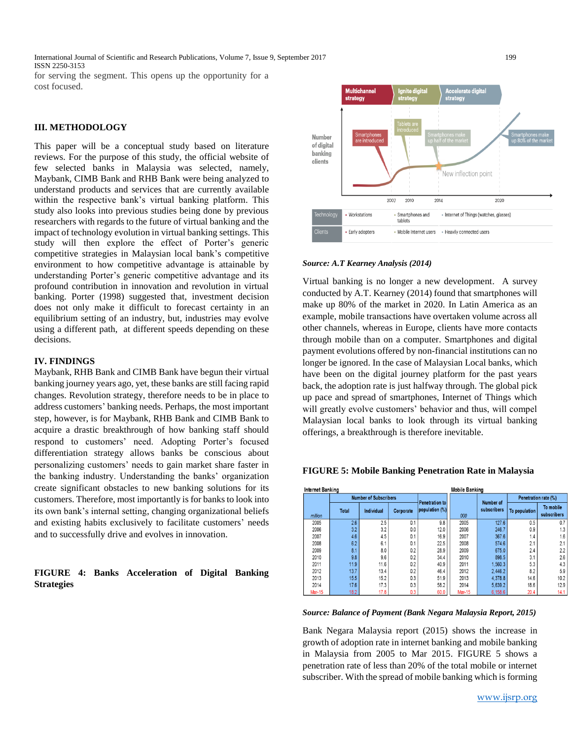for serving the segment. This opens up the opportunity for a cost focused.

## III. METHODOLOGY

This paper will be a conceptual study based on literature reviews. For the purpose of this study, the official website of few selected banks in Malaysia was selected, namely, Maybank, CIMB Bank and RHB Bank were being analyzed to understand products and services that are currently available within the respective bank's virtual banking platform. This study also looks into previous studies being done by previous researchers with regards to the future of virtual banking and the impact of technology evolution in virtual banking settings. This study will then explore the effect of Porter's generic competitive strategies in Malaysian local bank's competitive environment to how competitive advantage is attainable by understanding Porter's generic competitive advantage and its profound contribution in innovation and revolution in virtual banking. Porter (1998) suggested that, investment decision does not only make it difficult to forecast certainty in an equilibrium setting of an industry, but, industries may evolve using a different path, at different speeds depending on these decisions.

## IV. FINDINGS

Maybank, RHB Bank and CIMB Bank have begun their virtual banking journey years ago, yet, these banks are still facing rapid changes. Revolution strategy, therefore needs to be in place to address customers' banking needs. Perhaps, the most important step, however, is for Maybank, RHB Bank and CIMB Bank to acquire a drastic breakthrough of how banking staff should respond to customers' need. Adopting Porter's focused differentiation strategy allows banks be conscious about personalizing customers' needs to gain market share faster in the banking industry. Understanding the banks' organization create significant obstacles to new banking solutions for its customers. Therefore, most importantly is for banks to look into its own bank's internal setting, changing organizational beliefs and existing habits exclusively to facilitate customers' needs and to successfully drive and evolves in innovation.

**FIGURE 4: Banks Acceleration of Digital Banking Strategies**

***Source: A.T Kearney Analysis (2014)***

Virtual banking is no longer a new development. A survey conducted by A.T. Kearney (2014) found that smartphones will make up 80% of the market in 2020. In Latin America as an example, mobile transactions have overtaken volume across all other channels, whereas in Europe, clients have more contacts through mobile than on a computer. Smartphones and digital payment evolutions offered by non-financial institutions can no longer be ignored. In the case of Malaysian Local banks, which have been on the digital journey platform for the past years back, the adoption rate is just halfway through. The global pick up pace and spread of smartphones, Internet of Things which will greatly evolve customers' behavior and thus, will compel Malaysian local banks to look through its virtual banking offerings, a breakthrough is therefore inevitable.

**FIGURE 5: Mobile Banking Penetration Rate in Malaysia**

| Internet Banking | | | | | Mobile Banking | | | |
|---|---|---|---|---|---|---|---|---|
| | Number of Subscribers | | | Penetration to population (%) | | Number of subscribers | Penetration rate (%) | |
| million | Total | Individual | Corporate | | 000 | | To population | To mobile subscribers |
| 2005 | 2.6 | 2.5 | 0.1 | 9.8 | 2005 | 127.6 | 0.5 | 0.7 |
| 2006 | 3.2 | 3.2 | 0.0 | 12.0 | 2006 | 248.7 | 0.9 | 1.3 |
| 2007 | 4.6 | 4.5 | 0.1 | 16.9 | 2007 | 367.6 | 1.4 | 1.6 |
| 2008 | 6.2 | 6.1 | 0.1 | 22.5 | 2008 | 574.6 | 2.1 | 2.1 |
| 2009 | 8.1 | 8.0 | 0.2 | 28.9 | 2009 | 675.0 | 2.4 | 2.2 |
| 2010 | 9.8 | 9.6 | 0.2 | 34.4 | 2010 | 898.5 | 3.1 | 2.6 |
| 2011 | 11.9 | 11.6 | 0.2 | 40.9 | 2011 | 1,560.3 | 5.3 | 4.3 |
| 2012 | 13.7 | 13.4 | 0.2 | 46.4 | 2012 | 2,446.2 | 8.2 | 5.9 |
| 2013 | 15.5 | 15.2 | 0.3 | 51.9 | 2013 | 4,378.8 | 14.6 | 10.2 |
| 2014 | 17.6 | 17.3 | 0.3 | 58.2 | 2014 | 5,639.2 | 18.6 | 12.9 |
| Mar-15 | 18.2 | 17.8 | 0.3 | 60.0 | Mar-15 | 6,158.6 | 20.4 | 14.1 |

***Source: Balance of Payment (Bank Negara Malaysia Report, 2015)***

Bank Negara Malaysia report (2015) shows the increase in growth of adoption rate in internet banking and mobile banking in Malaysia from 2005 to Mar 2015. FIGURE 5 shows a penetration rate of less than 20% of the total mobile or internet subscriber. With the spread of mobile banking which is forming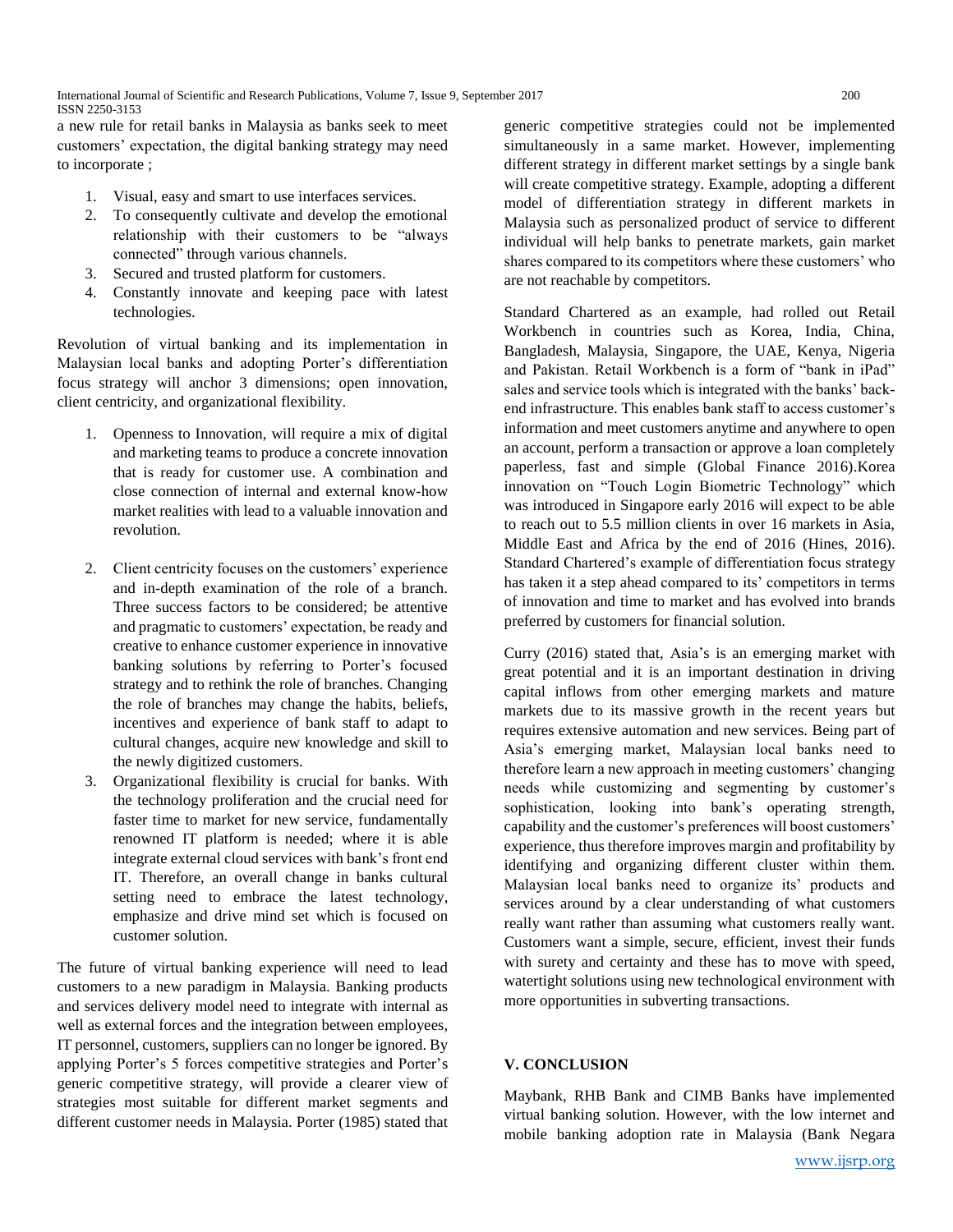a new rule for retail banks in Malaysia as banks seek to meet customers' expectation, the digital banking strategy may need to incorporate ;

1. Visual, easy and smart to use interfaces services.
2. To consequently cultivate and develop the emotional relationship with their customers to be "always connected" through various channels.
3. Secured and trusted platform for customers.
4. Constantly innovate and keeping pace with latest technologies.

Revolution of virtual banking and its implementation in Malaysian local banks and adopting Porter's differentiation focus strategy will anchor 3 dimensions; open innovation, client centricity, and organizational flexibility.

1. Openness to Innovation, will require a mix of digital and marketing teams to produce a concrete innovation that is ready for customer use. A combination and close connection of internal and external know-how market realities with lead to a valuable innovation and revolution.

2. Client centricity focuses on the customers' experience and in-depth examination of the role of a branch. Three success factors to be considered; be attentive and pragmatic to customers' expectation, be ready and creative to enhance customer experience in innovative banking solutions by referring to Porter's focused strategy and to rethink the role of branches. Changing the role of branches may change the habits, beliefs, incentives and experience of bank staff to adapt to cultural changes, acquire new knowledge and skill to the newly digitized customers.
3. Organizational flexibility is crucial for banks. With the technology proliferation and the crucial need for faster time to market for new service, fundamentally renowned IT platform is needed; where it is able integrate external cloud services with bank's front end IT. Therefore, an overall change in banks cultural setting need to embrace the latest technology, emphasize and drive mind set which is focused on customer solution.

The future of virtual banking experience will need to lead customers to a new paradigm in Malaysia. Banking products and services delivery model need to integrate with internal as well as external forces and the integration between employees, IT personnel, customers, suppliers can no longer be ignored. By applying Porter's 5 forces competitive strategies and Porter's generic competitive strategy, will provide a clearer view of strategies most suitable for different market segments and different customer needs in Malaysia. Porter (1985) stated that generic competitive strategies could not be implemented simultaneously in a same market. However, implementing different strategy in different market settings by a single bank will create competitive strategy. Example, adopting a different model of differentiation strategy in different markets in Malaysia such as personalized product of service to different individual will help banks to penetrate markets, gain market shares compared to its competitors where these customers' who are not reachable by competitors.

Standard Chartered as an example, had rolled out Retail Workbench in countries such as Korea, India, China, Bangladesh, Malaysia, Singapore, the UAE, Kenya, Nigeria and Pakistan. Retail Workbench is a form of "bank in iPad" sales and service tools which is integrated with the banks' back-end infrastructure. This enables bank staff to access customer's information and meet customers anytime and anywhere to open an account, perform a transaction or approve a loan completely paperless, fast and simple (Global Finance 2016).Korea innovation on "Touch Login Biometric Technology" which was introduced in Singapore early 2016 will expect to be able to reach out to 5.5 million clients in over 16 markets in Asia, Middle East and Africa by the end of 2016 (Hines, 2016). Standard Chartered's example of differentiation focus strategy has taken it a step ahead compared to its' competitors in terms of innovation and time to market and has evolved into brands preferred by customers for financial solution.

Curry (2016) stated that, Asia's is an emerging market with great potential and it is an important destination in driving capital inflows from other emerging markets and mature markets due to its massive growth in the recent years but requires extensive automation and new services. Being part of Asia's emerging market, Malaysian local banks need to therefore learn a new approach in meeting customers' changing needs while customizing and segmenting by customer's sophistication, looking into bank's operating strength, capability and the customer's preferences will boost customers' experience, thus therefore improves margin and profitability by identifying and organizing different cluster within them. Malaysian local banks need to organize its' products and services around by a clear understanding of what customers really want rather than assuming what customers really want. Customers want a simple, secure, efficient, invest their funds with surety and certainty and these has to move with speed, watertight solutions using new technological environment with more opportunities in subverting transactions.

## V. CONCLUSION

Maybank, RHB Bank and CIMB Banks have implemented virtual banking solution. However, with the low internet and mobile banking adoption rate in Malaysia (Bank Negara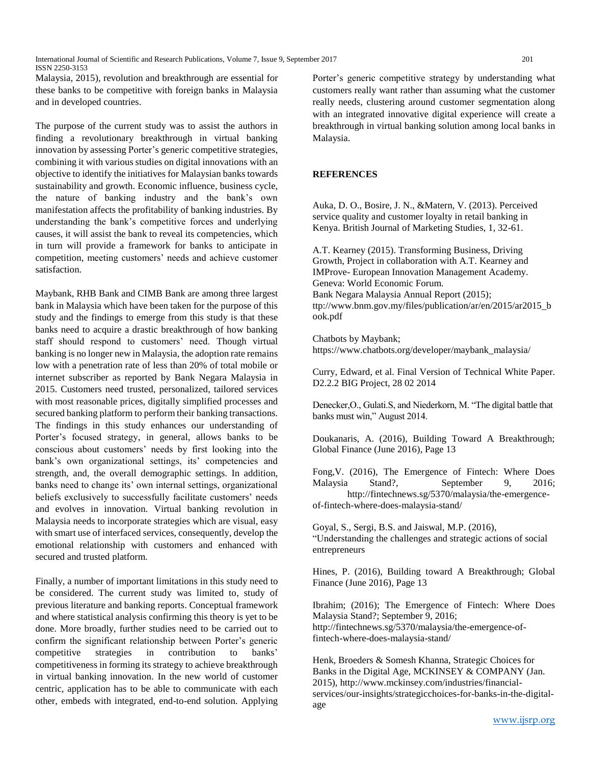Malaysia, 2015), revolution and breakthrough are essential for these banks to be competitive with foreign banks in Malaysia and in developed countries.

The purpose of the current study was to assist the authors in finding a revolutionary breakthrough in virtual banking innovation by assessing Porter's generic competitive strategies, combining it with various studies on digital innovations with an objective to identify the initiatives for Malaysian banks towards sustainability and growth. Economic influence, business cycle, the nature of banking industry and the bank's own manifestation affects the profitability of banking industries. By understanding the bank's competitive forces and underlying causes, it will assist the bank to reveal its competencies, which in turn will provide a framework for banks to anticipate in competition, meeting customers' needs and achieve customer satisfaction.

Maybank, RHB Bank and CIMB Bank are among three largest bank in Malaysia which have been taken for the purpose of this study and the findings to emerge from this study is that these banks need to acquire a drastic breakthrough of how banking staff should respond to customers' need. Though virtual banking is no longer new in Malaysia, the adoption rate remains low with a penetration rate of less than 20% of total mobile or internet subscriber as reported by Bank Negara Malaysia in 2015. Customers need trusted, personalized, tailored services with most reasonable prices, digitally simplified processes and secured banking platform to perform their banking transactions. The findings in this study enhances our understanding of Porter's focused strategy, in general, allows banks to be conscious about customers' needs by first looking into the bank's own organizational settings, its' competencies and strength, and, the overall demographic settings. In addition, banks need to change its' own internal settings, organizational beliefs exclusively to successfully facilitate customers' needs and evolves in innovation. Virtual banking revolution in Malaysia needs to incorporate strategies which are visual, easy with smart use of interfaced services, consequently, develop the emotional relationship with customers and enhanced with secured and trusted platform.

Finally, a number of important limitations in this study need to be considered. The current study was limited to, study of previous literature and banking reports. Conceptual framework and where statistical analysis confirming this theory is yet to be done. More broadly, further studies need to be carried out to confirm the significant relationship between Porter's generic competitive strategies in contribution to banks' competitiveness in forming its strategy to achieve breakthrough in virtual banking innovation. In the new world of customer centric, application has to be able to communicate with each other, embeds with integrated, end-to-end solution. Applying Porter's generic competitive strategy by understanding what customers really want rather than assuming what the customer really needs, clustering around customer segmentation along with an integrated innovative digital experience will create a breakthrough in virtual banking solution among local banks in Malaysia.

## REFERENCES

Auka, D. O., Bosire, J. N., &Matern, V. (2013). Perceived service quality and customer loyalty in retail banking in Kenya. British Journal of Marketing Studies, 1, 32-61.

A.T. Kearney (2015). Transforming Business, Driving Growth, Project in collaboration with A.T. Kearney and IMProve- European Innovation Management Academy. Geneva: World Economic Forum.
Bank Negara Malaysia Annual Report (2015); ttp://www.bnm.gov.my/files/publication/ar/en/2015/ar2015_book.pdf

Chatbots by Maybank; https://www.chatbots.org/developer/maybank_malaysia/

Curry, Edward, et al. Final Version of Technical White Paper. D2.2.2 BIG Project, 28 02 2014

Denecker,O., Gulati.S, and Niederkorn, M. "The digital battle that banks must win," August 2014.

Doukanaris, A. (2016), Building Toward A Breakthrough; Global Finance (June 2016), Page 13

Fong,V. (2016), The Emergence of Fintech: Where Does Malaysia Stand?, September 9, 2016; http://fintechnews.sg/5370/malaysia/the-emergence-of-fintech-where-does-malaysia-stand/

Goyal, S., Sergi, B.S. and Jaiswal, M.P. (2016), "Understanding the challenges and strategic actions of social entrepreneurs

Hines, P. (2016), Building toward A Breakthrough; Global Finance (June 2016), Page 13

Ibrahim; (2016); The Emergence of Fintech: Where Does Malaysia Stand?; September 9, 2016; http://fintechnews.sg/5370/malaysia/the-emergence-of-fintech-where-does-malaysia-stand/

Henk, Broeders & Somesh Khanna, Strategic Choices for Banks in the Digital Age, MCKINSEY & COMPANY (Jan. 2015), http://www.mckinsey.com/industries/financial-services/our-insights/strategicchoices-for-banks-in-the-digital-age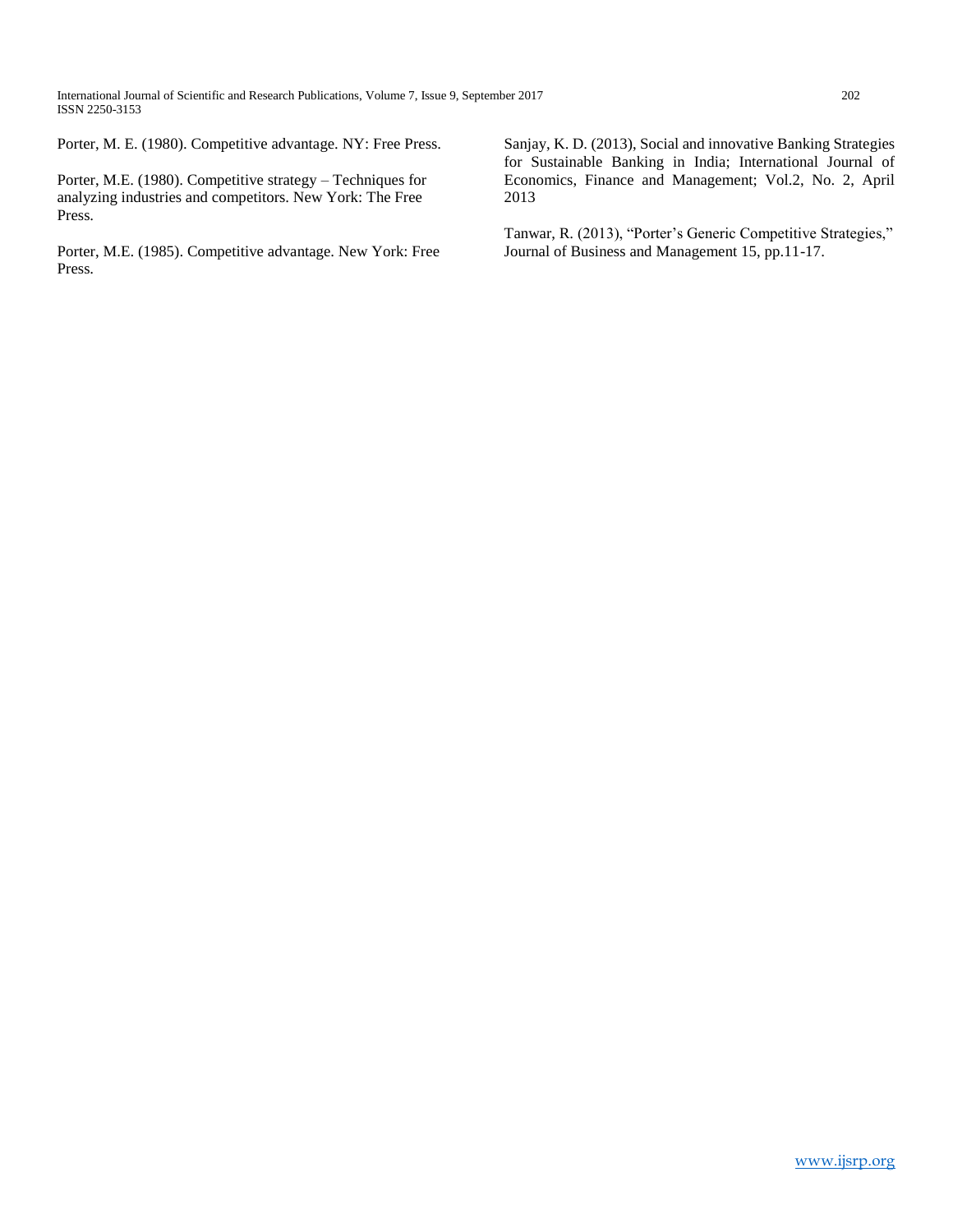Porter, M. E. (1980). Competitive advantage. NY: Free Press.

Porter, M.E. (1980). Competitive strategy – Techniques for analyzing industries and competitors. New York: The Free Press.

Porter, M.E. (1985). Competitive advantage. New York: Free Press.

Sanjay, K. D. (2013), Social and innovative Banking Strategies for Sustainable Banking in India; International Journal of Economics, Finance and Management; Vol.2, No. 2, April 2013

Tanwar, R. (2013), "Porter's Generic Competitive Strategies," Journal of Business and Management 15, pp.11-17.